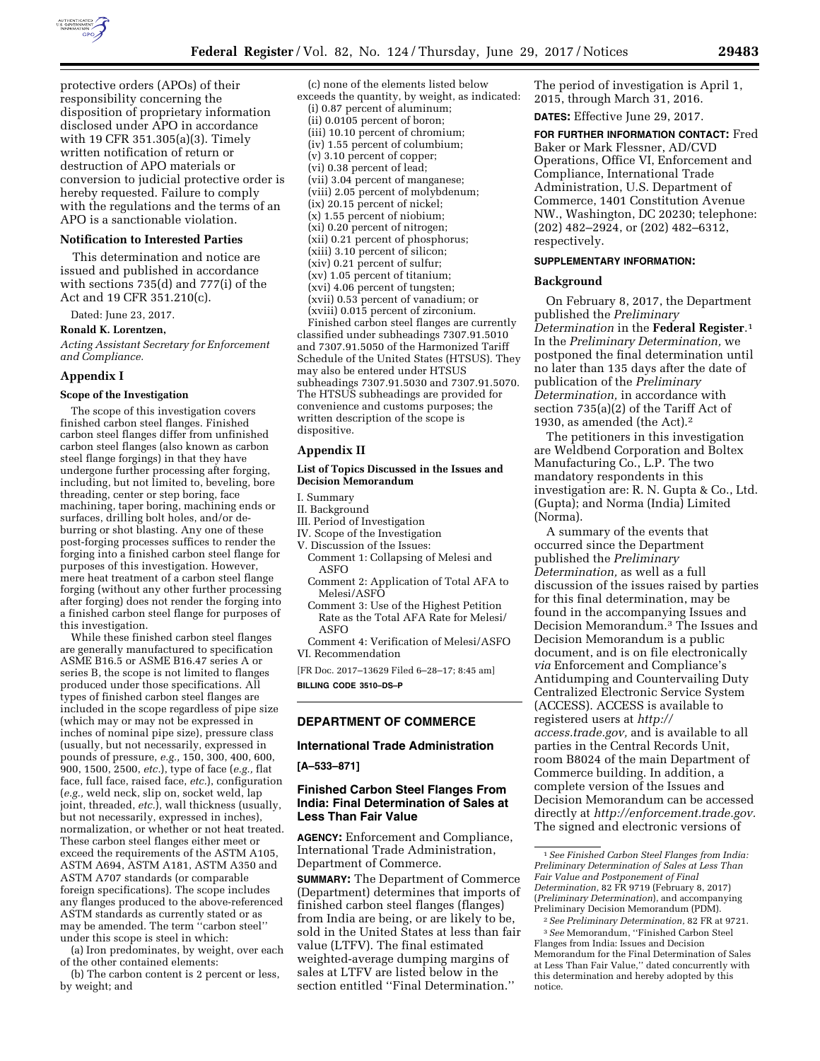protective orders (APOs) of their responsibility concerning the disposition of proprietary information disclosed under APO in accordance with 19 CFR 351.305(a)(3). Timely written notification of return or destruction of APO materials or conversion to judicial protective order is hereby requested. Failure to comply with the regulations and the terms of an APO is a sanctionable violation.

### Notification to Interested Parties

This determination and notice are issued and published in accordance with sections 735(d) and 777(i) of the Act and 19 CFR 351.210(c).

Dated: June 23, 2017.

**Ronald K. Lorentzen,**

*Acting Assistant Secretary for Enforcement and Compliance.*

## Appendix I

### Scope of the Investigation

The scope of this investigation covers finished carbon steel flanges. Finished carbon steel flanges differ from unfinished carbon steel flanges (also known as carbon steel flange forgings) in that they have undergone further processing after forging, including, but not limited to, beveling, bore threading, center or step boring, face machining, taper boring, machining ends or surfaces, drilling bolt holes, and/or de-burring or shot blasting. Any one of these post-forging processes suffices to render the forging into a finished carbon steel flange for purposes of this investigation. However, mere heat treatment of a carbon steel flange forging (without any other further processing after forging) does not render the forging into a finished carbon steel flange for purposes of this investigation.

While these finished carbon steel flanges are generally manufactured to specification ASME B16.5 or ASME B16.47 series A or series B, the scope is not limited to flanges produced under those specifications. All types of finished carbon steel flanges are included in the scope regardless of pipe size (which may or may not be expressed in inches of nominal pipe size), pressure class (usually, but not necessarily, expressed in pounds of pressure, *e.g.,* 150, 300, 400, 600, 900, 1500, 2500, *etc.*), type of face (*e.g.,* flat face, full face, raised face, *etc.*), configuration (*e.g.,* weld neck, slip on, socket weld, lap joint, threaded, *etc.*), wall thickness (usually, but not necessarily, expressed in inches), normalization, or whether or not heat treated. These carbon steel flanges either meet or exceed the requirements of the ASTM A105, ASTM A694, ASTM A181, ASTM A350 and ASTM A707 standards (or comparable foreign specifications). The scope includes any flanges produced to the above-referenced ASTM standards as currently stated or as may be amended. The term ''carbon steel'' under this scope is steel in which:

(a) Iron predominates, by weight, over each of the other contained elements:

(b) The carbon content is 2 percent or less, by weight; and

(c) none of the elements listed below exceeds the quantity, by weight, as indicated:

(i) 0.87 percent of aluminum;
(ii) 0.0105 percent of boron;
(iii) 10.10 percent of chromium;
(iv) 1.55 percent of columbium;
(v) 3.10 percent of copper;
(vi) 0.38 percent of lead;
(vii) 3.04 percent of manganese;
(viii) 2.05 percent of molybdenum;
(ix) 20.15 percent of nickel;
(x) 1.55 percent of niobium;
(xi) 0.20 percent of nitrogen;
(xii) 0.21 percent of phosphorus;
(xiii) 3.10 percent of silicon;
(xiv) 0.21 percent of sulfur;
(xv) 1.05 percent of titanium;
(xvi) 4.06 percent of tungsten;
(xvii) 0.53 percent of vanadium; or
(xviii) 0.015 percent of zirconium.

Finished carbon steel flanges are currently classified under subheadings 7307.91.5010 and 7307.91.5050 of the Harmonized Tariff Schedule of the United States (HTSUS). They may also be entered under HTSUS subheadings 7307.91.5030 and 7307.91.5070. The HTSUS subheadings are provided for convenience and customs purposes; the written description of the scope is dispositive.

## Appendix II

### List of Topics Discussed in the Issues and Decision Memorandum

I. Summary
II. Background
III. Period of Investigation
IV. Scope of the Investigation
V. Discussion of the Issues:
  Comment 1: Collapsing of Melesi and ASFO
  Comment 2: Application of Total AFA to Melesi/ASFO
  Comment 3: Use of the Highest Petition Rate as the Total AFA Rate for Melesi/ASFO
  Comment 4: Verification of Melesi/ASFO
VI. Recommendation

[FR Doc. 2017–13629 Filed 6–28–17; 8:45 am]

**BILLING CODE 3510–DS–P**

## DEPARTMENT OF COMMERCE

### International Trade Administration

**[A–533–871]**

### Finished Carbon Steel Flanges From India: Final Determination of Sales at Less Than Fair Value

**AGENCY:** Enforcement and Compliance, International Trade Administration, Department of Commerce.

**SUMMARY:** The Department of Commerce (Department) determines that imports of finished carbon steel flanges (flanges) from India are being, or are likely to be, sold in the United States at less than fair value (LTFV). The final estimated weighted-average dumping margins of sales at LTFV are listed below in the section entitled ''Final Determination.'' The period of investigation is April 1, 2015, through March 31, 2016.

**DATES:** Effective June 29, 2017.

**FOR FURTHER INFORMATION CONTACT:** Fred Baker or Mark Flessner, AD/CVD Operations, Office VI, Enforcement and Compliance, International Trade Administration, U.S. Department of Commerce, 1401 Constitution Avenue NW., Washington, DC 20230; telephone: (202) 482–2924, or (202) 482–6312, respectively.

**SUPPLEMENTARY INFORMATION:**

### Background

On February 8, 2017, the Department published the *Preliminary Determination* in the **Federal Register**.[1] In the *Preliminary Determination,* we postponed the final determination until no later than 135 days after the date of publication of the *Preliminary Determination,* in accordance with section 735(a)(2) of the Tariff Act of 1930, as amended (the Act).[2]

The petitioners in this investigation are Weldbend Corporation and Boltex Manufacturing Co., L.P. The two mandatory respondents in this investigation are: R. N. Gupta & Co., Ltd. (Gupta); and Norma (India) Limited (Norma).

A summary of the events that occurred since the Department published the *Preliminary Determination,* as well as a full discussion of the issues raised by parties for this final determination, may be found in the accompanying Issues and Decision Memorandum.[3] The Issues and Decision Memorandum is a public document, and is on file electronically *via* Enforcement and Compliance's Antidumping and Countervailing Duty Centralized Electronic Service System (ACCESS). ACCESS is available to registered users at *http://access.trade.gov,* and is available to all parties in the Central Records Unit, room B8024 of the main Department of Commerce building. In addition, a complete version of the Issues and Decision Memorandum can be accessed directly at *http://enforcement.trade.gov*. The signed and electronic versions of

[1] *See Finished Carbon Steel Flanges from India: Preliminary Determination of Sales at Less Than Fair Value and Postponement of Final Determination,* 82 FR 9719 (February 8, 2017) (*Preliminary Determination*), and accompanying Preliminary Decision Memorandum (PDM).

[2] *See Preliminary Determination,* 82 FR at 9721.

[3] *See* Memorandum, ''Finished Carbon Steel Flanges from India: Issues and Decision Memorandum for the Final Determination of Sales at Less Than Fair Value,'' dated concurrently with this determination and hereby adopted by this notice.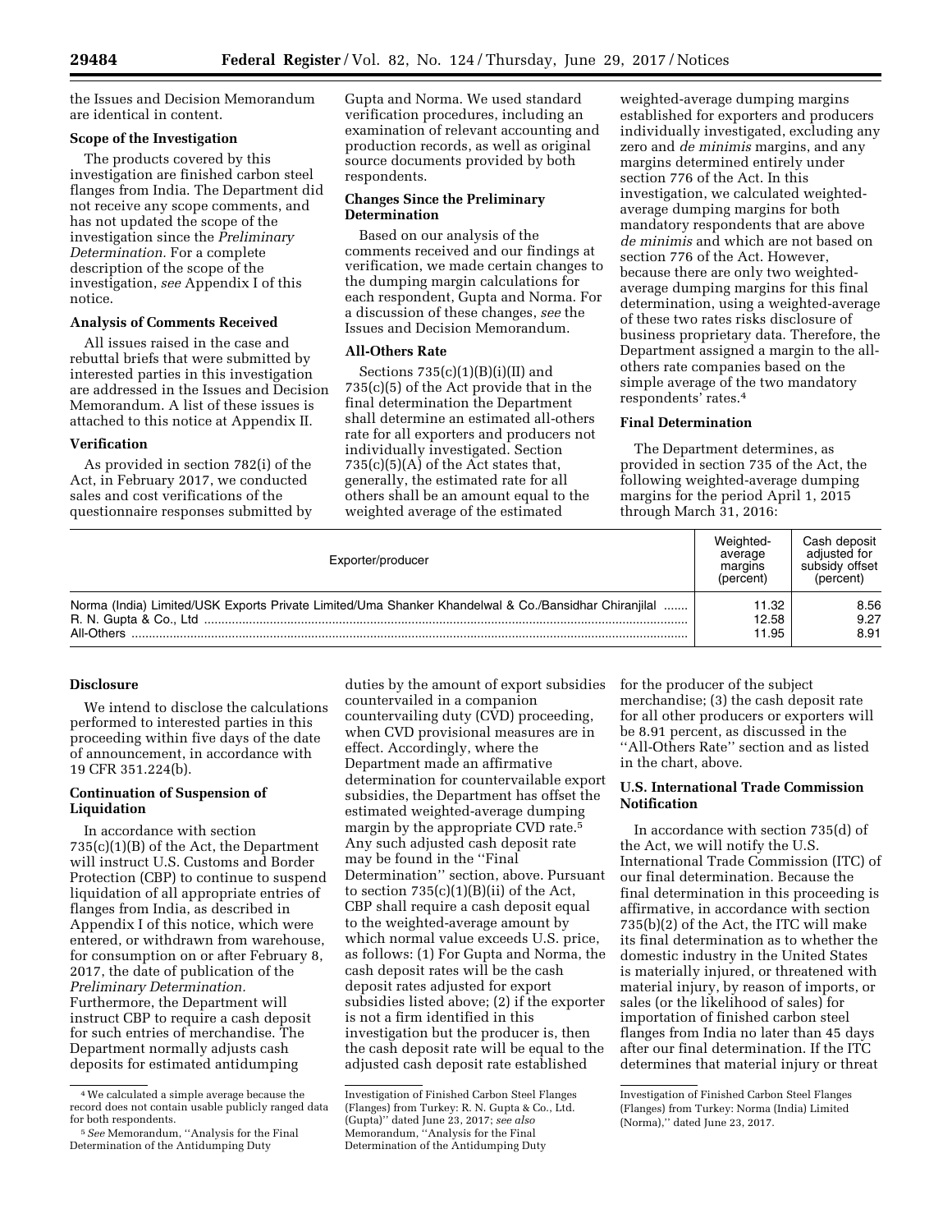the Issues and Decision Memorandum are identical in content.

**Scope of the Investigation**

The products covered by this investigation are finished carbon steel flanges from India. The Department did not receive any scope comments, and has not updated the scope of the investigation since the *Preliminary Determination.* For a complete description of the scope of the investigation, *see* Appendix I of this notice.

**Analysis of Comments Received**

All issues raised in the case and rebuttal briefs that were submitted by interested parties in this investigation are addressed in the Issues and Decision Memorandum. A list of these issues is attached to this notice at Appendix II.

**Verification**

As provided in section 782(i) of the Act, in February 2017, we conducted sales and cost verifications of the questionnaire responses submitted by Gupta and Norma. We used standard verification procedures, including an examination of relevant accounting and production records, as well as original source documents provided by both respondents.

**Changes Since the Preliminary Determination**

Based on our analysis of the comments received and our findings at verification, we made certain changes to the dumping margin calculations for each respondent, Gupta and Norma. For a discussion of these changes, *see* the Issues and Decision Memorandum.

**All-Others Rate**

Sections 735(c)(1)(B)(i)(II) and 735(c)(5) of the Act provide that in the final determination the Department shall determine an estimated all-others rate for all exporters and producers not individually investigated. Section 735(c)(5)(A) of the Act states that, generally, the estimated rate for all others shall be an amount equal to the weighted average of the estimated weighted-average dumping margins established for exporters and producers individually investigated, excluding any zero and *de minimis* margins, and any margins determined entirely under section 776 of the Act. In this investigation, we calculated weighted-average dumping margins for both mandatory respondents that are above *de minimis* and which are not based on section 776 of the Act. However, because there are only two weighted-average dumping margins for this final determination, using a weighted-average of these two rates risks disclosure of business proprietary data. Therefore, the Department assigned a margin to the all-others rate companies based on the simple average of the two mandatory respondents' rates.[4]

**Final Determination**

The Department determines, as provided in section 735 of the Act, the following weighted-average dumping margins for the period April 1, 2015 through March 31, 2016:

| Exporter/producer | Weighted-average margins (percent) | Cash deposit adjusted for subsidy offset (percent) |
|---|---|---|
| Norma (India) Limited/USK Exports Private Limited/Uma Shanker Khandelwal & Co./Bansidhar Chiranjilal | 11.32 | 8.56 |
| R. N. Gupta & Co., Ltd | 12.58 | 9.27 |
| All-Others | 11.95 | 8.91 |

**Disclosure**

We intend to disclose the calculations performed to interested parties in this proceeding within five days of the date of announcement, in accordance with 19 CFR 351.224(b).

**Continuation of Suspension of Liquidation**

In accordance with section 735(c)(1)(B) of the Act, the Department will instruct U.S. Customs and Border Protection (CBP) to continue to suspend liquidation of all appropriate entries of flanges from India, as described in Appendix I of this notice, which were entered, or withdrawn from warehouse, for consumption on or after February 8, 2017, the date of publication of the *Preliminary Determination.* Furthermore, the Department will instruct CBP to require a cash deposit for such entries of merchandise. The Department normally adjusts cash deposits for estimated antidumping duties by the amount of export subsidies countervailed in a companion countervailing duty (CVD) proceeding, when CVD provisional measures are in effect. Accordingly, where the Department made an affirmative determination for countervailable export subsidies, the Department has offset the estimated weighted-average dumping margin by the appropriate CVD rate.[5] Any such adjusted cash deposit rate may be found in the ''Final Determination'' section, above. Pursuant to section 735(c)(1)(B)(ii) of the Act, CBP shall require a cash deposit equal to the weighted-average amount by which normal value exceeds U.S. price, as follows: (1) For Gupta and Norma, the cash deposit rates will be the cash deposit rates adjusted for export subsidies listed above; (2) if the exporter is not a firm identified in this investigation but the producer is, then the cash deposit rate will be equal to the adjusted cash deposit rate established for the producer of the subject merchandise; (3) the cash deposit rate for all other producers or exporters will be 8.91 percent, as discussed in the ''All-Others Rate'' section and as listed in the chart, above.

**U.S. International Trade Commission Notification**

In accordance with section 735(d) of the Act, we will notify the U.S. International Trade Commission (ITC) of our final determination. Because the final determination in this proceeding is affirmative, in accordance with section 735(b)(2) of the Act, the ITC will make its final determination as to whether the domestic industry in the United States is materially injured, or threatened with material injury, by reason of imports, or sales (or the likelihood of sales) for importation of finished carbon steel flanges from India no later than 45 days after our final determination. If the ITC determines that material injury or threat

---

[4] We calculated a simple average because the record does not contain usable publicly ranged data for both respondents.

[5] *See* Memorandum, ''Analysis for the Final Determination of the Antidumping Duty Investigation of Finished Carbon Steel Flanges (Flanges) from Turkey: R. N. Gupta & Co., Ltd. (Gupta)'' dated June 23, 2017; *see also* Memorandum, ''Analysis for the Final Determination of the Antidumping Duty Investigation of Finished Carbon Steel Flanges (Flanges) from Turkey: Norma (India) Limited (Norma),'' dated June 23, 2017.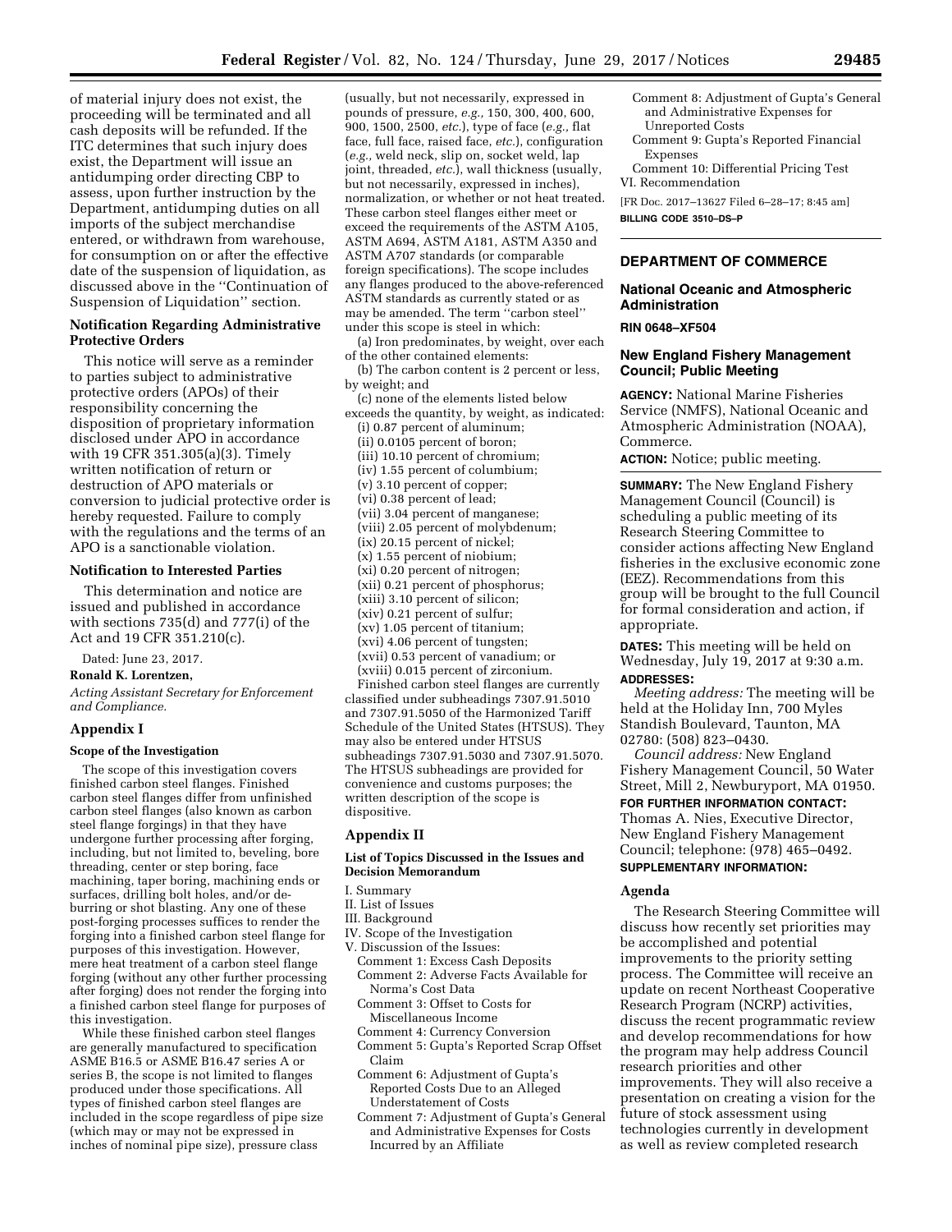of material injury does not exist, the proceeding will be terminated and all cash deposits will be refunded. If the ITC determines that such injury does exist, the Department will issue an antidumping order directing CBP to assess, upon further instruction by the Department, antidumping duties on all imports of the subject merchandise entered, or withdrawn from warehouse, for consumption on or after the effective date of the suspension of liquidation, as discussed above in the ''Continuation of Suspension of Liquidation'' section.

### Notification Regarding Administrative Protective Orders

This notice will serve as a reminder to parties subject to administrative protective orders (APOs) of their responsibility concerning the disposition of proprietary information disclosed under APO in accordance with 19 CFR 351.305(a)(3). Timely written notification of return or destruction of APO materials or conversion to judicial protective order is hereby requested. Failure to comply with the regulations and the terms of an APO is a sanctionable violation.

### Notification to Interested Parties

This determination and notice are issued and published in accordance with sections 735(d) and 777(i) of the Act and 19 CFR 351.210(c).

Dated: June 23, 2017.

**Ronald K. Lorentzen,**

*Acting Assistant Secretary for Enforcement and Compliance.*

## Appendix I

### Scope of the Investigation

The scope of this investigation covers finished carbon steel flanges. Finished carbon steel flanges differ from unfinished carbon steel flanges (also known as carbon steel flange forgings) in that they have undergone further processing after forging, including, but not limited to, beveling, bore threading, center or step boring, face machining, taper boring, machining ends or surfaces, drilling bolt holes, and/or de-burring or shot blasting. Any one of these post-forging processes suffices to render the forging into a finished carbon steel flange for purposes of this investigation. However, mere heat treatment of a carbon steel flange forging (without any other further processing after forging) does not render the forging into a finished carbon steel flange for purposes of this investigation.

While these finished carbon steel flanges are generally manufactured to specification ASME B16.5 or ASME B16.47 series A or series B, the scope is not limited to flanges produced under those specifications. All types of finished carbon steel flanges are included in the scope regardless of pipe size (which may or may not be expressed in inches of nominal pipe size), pressure class (usually, but not necessarily, expressed in pounds of pressure, *e.g.,* 150, 300, 400, 600, 900, 1500, 2500, *etc.*), type of face (*e.g.,* flat face, full face, raised face, *etc.*), configuration (*e.g.,* weld neck, slip on, socket weld, lap joint, threaded, *etc.*), wall thickness (usually, but not necessarily, expressed in inches), normalization, or whether or not heat treated. These carbon steel flanges either meet or exceed the requirements of the ASTM A105, ASTM A694, ASTM A181, ASTM A350 and ASTM A707 standards (or comparable foreign specifications). The scope includes any flanges produced to the above-referenced ASTM standards as currently stated or as may be amended. The term ''carbon steel'' under this scope is steel in which:

(a) Iron predominates, by weight, over each of the other contained elements:

(b) The carbon content is 2 percent or less, by weight; and

(c) none of the elements listed below exceeds the quantity, by weight, as indicated:

(i) 0.87 percent of aluminum;
(ii) 0.0105 percent of boron;
(iii) 10.10 percent of chromium;
(iv) 1.55 percent of columbium;
(v) 3.10 percent of copper;
(vi) 0.38 percent of lead;
(vii) 3.04 percent of manganese;
(viii) 2.05 percent of molybdenum;
(ix) 20.15 percent of nickel;
(x) 1.55 percent of niobium;
(xi) 0.20 percent of nitrogen;
(xii) 0.21 percent of phosphorus;
(xiii) 3.10 percent of silicon;
(xiv) 0.21 percent of sulfur;
(xv) 1.05 percent of titanium;
(xvi) 4.06 percent of tungsten;
(xvii) 0.53 percent of vanadium; or
(xviii) 0.015 percent of zirconium.

Finished carbon steel flanges are currently classified under subheadings 7307.91.5010 and 7307.91.5050 of the Harmonized Tariff Schedule of the United States (HTSUS). They may also be entered under HTSUS subheadings 7307.91.5030 and 7307.91.5070. The HTSUS subheadings are provided for convenience and customs purposes; the written description of the scope is dispositive.

## Appendix II

### List of Topics Discussed in the Issues and Decision Memorandum

I. Summary
II. List of Issues
III. Background
IV. Scope of the Investigation
V. Discussion of the Issues:
  Comment 1: Excess Cash Deposits
  Comment 2: Adverse Facts Available for Norma's Cost Data
  Comment 3: Offset to Costs for Miscellaneous Income
  Comment 4: Currency Conversion
  Comment 5: Gupta's Reported Scrap Offset Claim
  Comment 6: Adjustment of Gupta's Reported Costs Due to an Alleged Understatement of Costs
  Comment 7: Adjustment of Gupta's General and Administrative Expenses for Costs Incurred by an Affiliate
  Comment 8: Adjustment of Gupta's General and Administrative Expenses for Unreported Costs
  Comment 9: Gupta's Reported Financial Expenses
  Comment 10: Differential Pricing Test
VI. Recommendation

[FR Doc. 2017–13627 Filed 6–28–17; 8:45 am]

**BILLING CODE 3510–DS–P**

---

## DEPARTMENT OF COMMERCE

### National Oceanic and Atmospheric Administration

**RIN 0648–XF504**

### New England Fishery Management Council; Public Meeting

**AGENCY:** National Marine Fisheries Service (NMFS), National Oceanic and Atmospheric Administration (NOAA), Commerce.

**ACTION:** Notice; public meeting.

**SUMMARY:** The New England Fishery Management Council (Council) is scheduling a public meeting of its Research Steering Committee to consider actions affecting New England fisheries in the exclusive economic zone (EEZ). Recommendations from this group will be brought to the full Council for formal consideration and action, if appropriate.

**DATES:** This meeting will be held on Wednesday, July 19, 2017 at 9:30 a.m.

**ADDRESSES:**

*Meeting address:* The meeting will be held at the Holiday Inn, 700 Myles Standish Boulevard, Taunton, MA 02780: (508) 823–0430.

*Council address:* New England Fishery Management Council, 50 Water Street, Mill 2, Newburyport, MA 01950.

**FOR FURTHER INFORMATION CONTACT:** Thomas A. Nies, Executive Director, New England Fishery Management Council; telephone: (978) 465–0492.

**SUPPLEMENTARY INFORMATION:**

### Agenda

The Research Steering Committee will discuss how recently set priorities may be accomplished and potential improvements to the priority setting process. The Committee will receive an update on recent Northeast Cooperative Research Program (NCRP) activities, discuss the recent programmatic review and develop recommendations for how the program may help address Council research priorities and other improvements. They will also receive a presentation on creating a vision for the future of stock assessment using technologies currently in development as well as review completed research